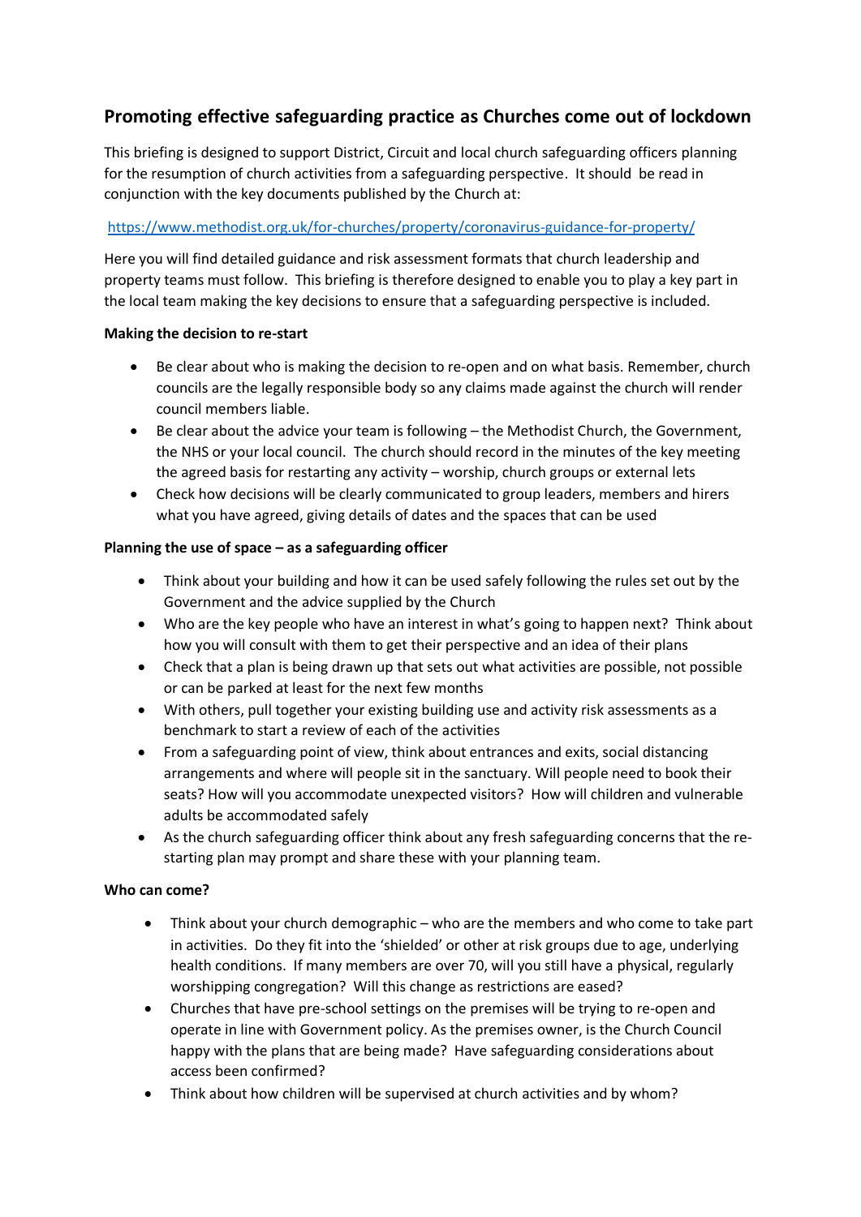## Promoting effective safeguarding practice as Churches come out of lockdown

This briefing is designed to support District, Circuit and local church safeguarding officers planning for the resumption of church activities from a safeguarding perspective. It should be read in conjunction with the key documents published by the Church at:

[https://www.methodist.org.uk/for-churches/property/coronavirus-guidance-for-property/](https://www.methodist.org.uk/for-churches/property/coronavirus-guidance-for-property/)

Here you will find detailed guidance and risk assessment formats that church leadership and property teams must follow. This briefing is therefore designed to enable you to play a key part in the local team making the key decisions to ensure that a safeguarding perspective is included.

**Making the decision to re-start**

- Be clear about who is making the decision to re-open and on what basis. Remember, church councils are the legally responsible body so any claims made against the church will render council members liable.
- Be clear about the advice your team is following – the Methodist Church, the Government, the NHS or your local council. The church should record in the minutes of the key meeting the agreed basis for restarting any activity – worship, church groups or external lets
- Check how decisions will be clearly communicated to group leaders, members and hirers what you have agreed, giving details of dates and the spaces that can be used

**Planning the use of space – as a safeguarding officer**

- Think about your building and how it can be used safely following the rules set out by the Government and the advice supplied by the Church
- Who are the key people who have an interest in what's going to happen next? Think about how you will consult with them to get their perspective and an idea of their plans
- Check that a plan is being drawn up that sets out what activities are possible, not possible or can be parked at least for the next few months
- With others, pull together your existing building use and activity risk assessments as a benchmark to start a review of each of the activities
- From a safeguarding point of view, think about entrances and exits, social distancing arrangements and where will people sit in the sanctuary. Will people need to book their seats? How will you accommodate unexpected visitors? How will children and vulnerable adults be accommodated safely
- As the church safeguarding officer think about any fresh safeguarding concerns that the re-starting plan may prompt and share these with your planning team.

**Who can come?**

- Think about your church demographic – who are the members and who come to take part in activities. Do they fit into the 'shielded' or other at risk groups due to age, underlying health conditions. If many members are over 70, will you still have a physical, regularly worshipping congregation? Will this change as restrictions are eased?
- Churches that have pre-school settings on the premises will be trying to re-open and operate in line with Government policy. As the premises owner, is the Church Council happy with the plans that are being made? Have safeguarding considerations about access been confirmed?
- Think about how children will be supervised at church activities and by whom?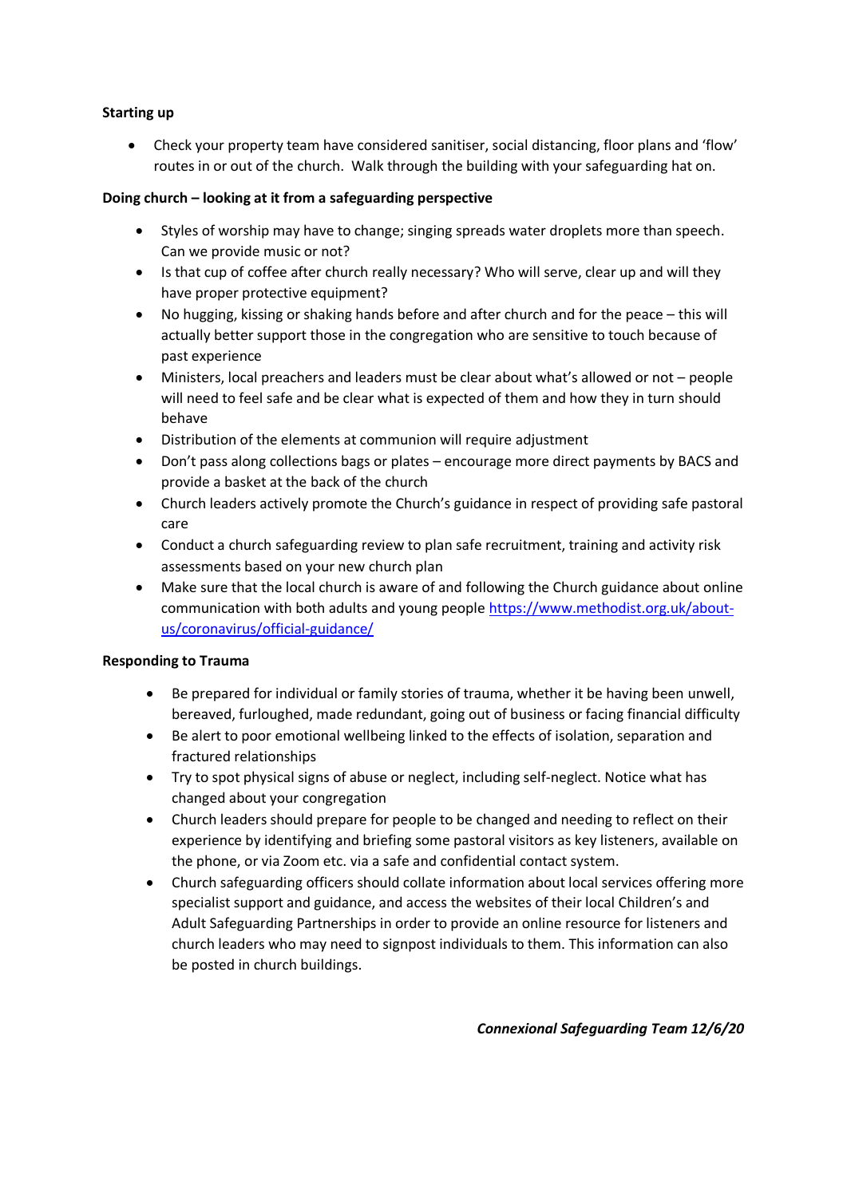**Starting up**

- Check your property team have considered sanitiser, social distancing, floor plans and 'flow' routes in or out of the church. Walk through the building with your safeguarding hat on.

**Doing church – looking at it from a safeguarding perspective**

- Styles of worship may have to change; singing spreads water droplets more than speech. Can we provide music or not?
- Is that cup of coffee after church really necessary? Who will serve, clear up and will they have proper protective equipment?
- No hugging, kissing or shaking hands before and after church and for the peace – this will actually better support those in the congregation who are sensitive to touch because of past experience
- Ministers, local preachers and leaders must be clear about what's allowed or not – people will need to feel safe and be clear what is expected of them and how they in turn should behave
- Distribution of the elements at communion will require adjustment
- Don't pass along collections bags or plates – encourage more direct payments by BACS and provide a basket at the back of the church
- Church leaders actively promote the Church's guidance in respect of providing safe pastoral care
- Conduct a church safeguarding review to plan safe recruitment, training and activity risk assessments based on your new church plan
- Make sure that the local church is aware of and following the Church guidance about online communication with both adults and young people [https://www.methodist.org.uk/about-us/coronavirus/official-guidance/](https://www.methodist.org.uk/about-us/coronavirus/official-guidance/)

**Responding to Trauma**

- Be prepared for individual or family stories of trauma, whether it be having been unwell, bereaved, furloughed, made redundant, going out of business or facing financial difficulty
- Be alert to poor emotional wellbeing linked to the effects of isolation, separation and fractured relationships
- Try to spot physical signs of abuse or neglect, including self-neglect. Notice what has changed about your congregation
- Church leaders should prepare for people to be changed and needing to reflect on their experience by identifying and briefing some pastoral visitors as key listeners, available on the phone, or via Zoom etc. via a safe and confidential contact system.
- Church safeguarding officers should collate information about local services offering more specialist support and guidance, and access the websites of their local Children's and Adult Safeguarding Partnerships in order to provide an online resource for listeners and church leaders who may need to signpost individuals to them. This information can also be posted in church buildings.

***Connexional Safeguarding Team 12/6/20***